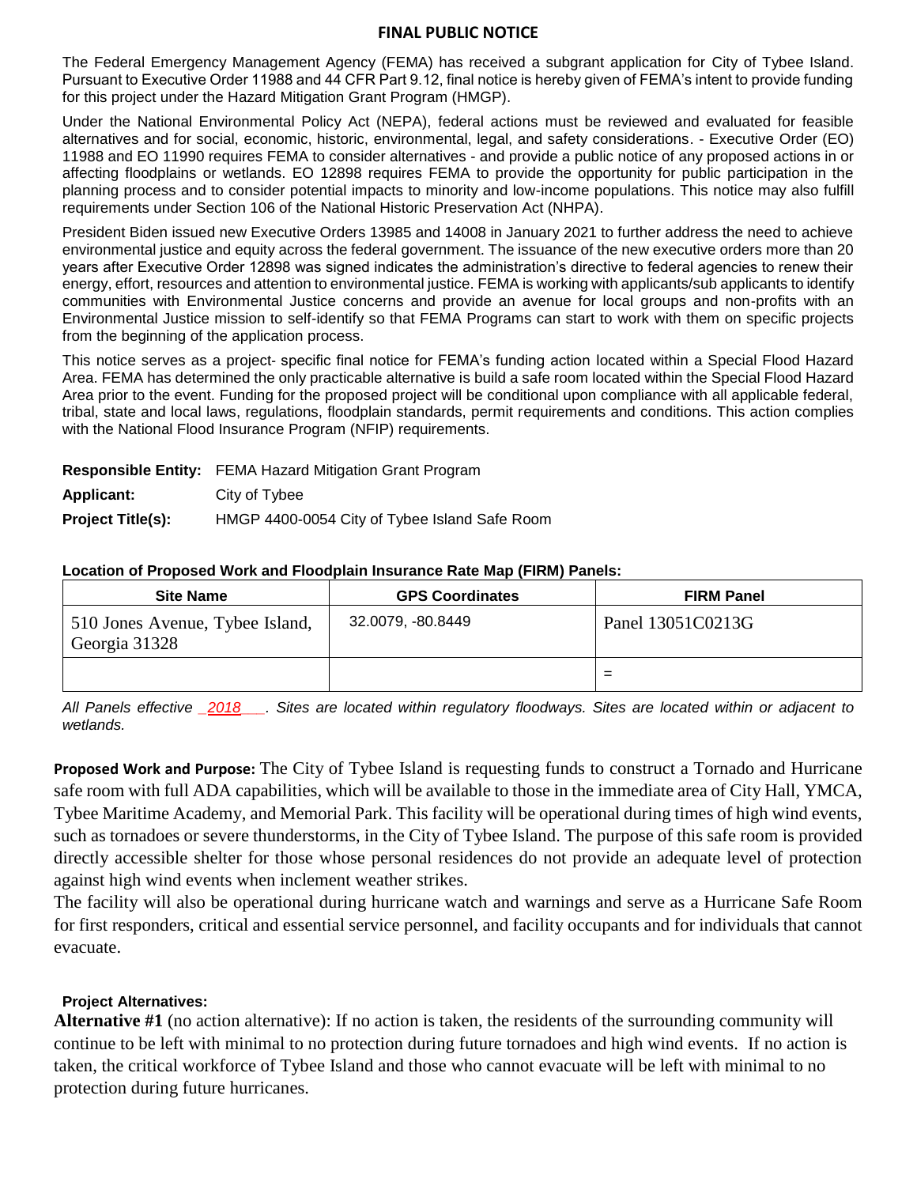# FINAL PUBLIC NOTICE

The Federal Emergency Management Agency (FEMA) has received a subgrant application for City of Tybee Island. Pursuant to Executive Order 11988 and 44 CFR Part 9.12, final notice is hereby given of FEMA's intent to provide funding for this project under the Hazard Mitigation Grant Program (HMGP).

Under the National Environmental Policy Act (NEPA), federal actions must be reviewed and evaluated for feasible alternatives and for social, economic, historic, environmental, legal, and safety considerations. - Executive Order (EO) 11988 and EO 11990 requires FEMA to consider alternatives - and provide a public notice of any proposed actions in or affecting floodplains or wetlands. EO 12898 requires FEMA to provide the opportunity for public participation in the planning process and to consider potential impacts to minority and low-income populations. This notice may also fulfill requirements under Section 106 of the National Historic Preservation Act (NHPA).

President Biden issued new Executive Orders 13985 and 14008 in January 2021 to further address the need to achieve environmental justice and equity across the federal government. The issuance of the new executive orders more than 20 years after Executive Order 12898 was signed indicates the administration's directive to federal agencies to renew their energy, effort, resources and attention to environmental justice. FEMA is working with applicants/sub applicants to identify communities with Environmental Justice concerns and provide an avenue for local groups and non-profits with an Environmental Justice mission to self-identify so that FEMA Programs can start to work with them on specific projects from the beginning of the application process.

This notice serves as a project- specific final notice for FEMA's funding action located within a Special Flood Hazard Area. FEMA has determined the only practicable alternative is build a safe room located within the Special Flood Hazard Area prior to the event. Funding for the proposed project will be conditional upon compliance with all applicable federal, tribal, state and local laws, regulations, floodplain standards, permit requirements and conditions. This action complies with the National Flood Insurance Program (NFIP) requirements.

**Responsible Entity:** FEMA Hazard Mitigation Grant Program

**Applicant:** City of Tybee

**Project Title(s):** HMGP 4400-0054 City of Tybee Island Safe Room

**Location of Proposed Work and Floodplain Insurance Rate Map (FIRM) Panels:**

| Site Name | GPS Coordinates | FIRM Panel |
|---|---|---|
| 510 Jones Avenue, Tybee Island, Georgia 31328 | 32.0079, -80.8449 | Panel 13051C0213G |
| | | = |

*All Panels effective _2018___. Sites are located within regulatory floodways. Sites are located within or adjacent to wetlands.*

**Proposed Work and Purpose:** The City of Tybee Island is requesting funds to construct a Tornado and Hurricane safe room with full ADA capabilities, which will be available to those in the immediate area of City Hall, YMCA, Tybee Maritime Academy, and Memorial Park. This facility will be operational during times of high wind events, such as tornadoes or severe thunderstorms, in the City of Tybee Island. The purpose of this safe room is provided directly accessible shelter for those whose personal residences do not provide an adequate level of protection against high wind events when inclement weather strikes.

The facility will also be operational during hurricane watch and warnings and serve as a Hurricane Safe Room for first responders, critical and essential service personnel, and facility occupants and for individuals that cannot evacuate.

**Project Alternatives:**

**Alternative #1** (no action alternative): If no action is taken, the residents of the surrounding community will continue to be left with minimal to no protection during future tornadoes and high wind events. If no action is taken, the critical workforce of Tybee Island and those who cannot evacuate will be left with minimal to no protection during future hurricanes.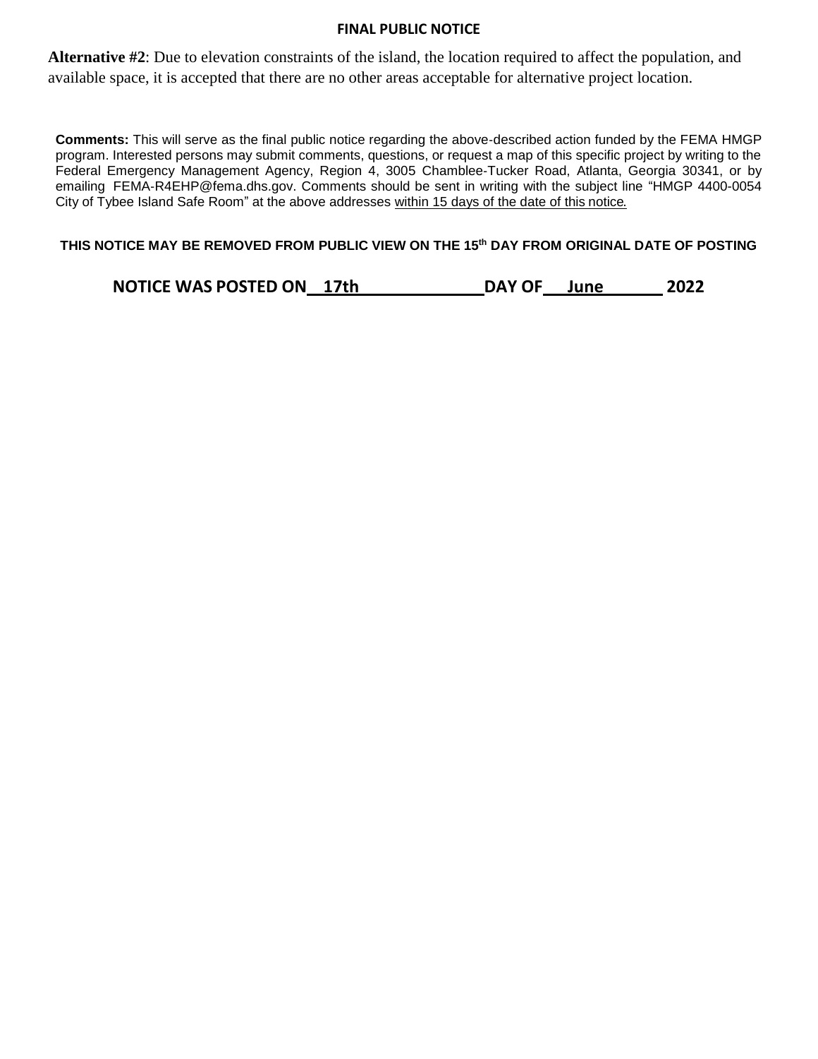**FINAL PUBLIC NOTICE**

**Alternative #2**: Due to elevation constraints of the island, the location required to affect the population, and available space, it is accepted that there are no other areas acceptable for alternative project location.

**Comments:** This will serve as the final public notice regarding the above-described action funded by the FEMA HMGP program. Interested persons may submit comments, questions, or request a map of this specific project by writing to the Federal Emergency Management Agency, Region 4, 3005 Chamblee-Tucker Road, Atlanta, Georgia 30341, or by emailing FEMA-R4EHP@fema.dhs.gov. Comments should be sent in writing with the subject line "HMGP 4400-0054 City of Tybee Island Safe Room" at the above addresses within 15 days of the date of this notice.

**THIS NOTICE MAY BE REMOVED FROM PUBLIC VIEW ON THE 15th DAY FROM ORIGINAL DATE OF POSTING**

**NOTICE WAS POSTED ON 17th DAY OF June 2022**